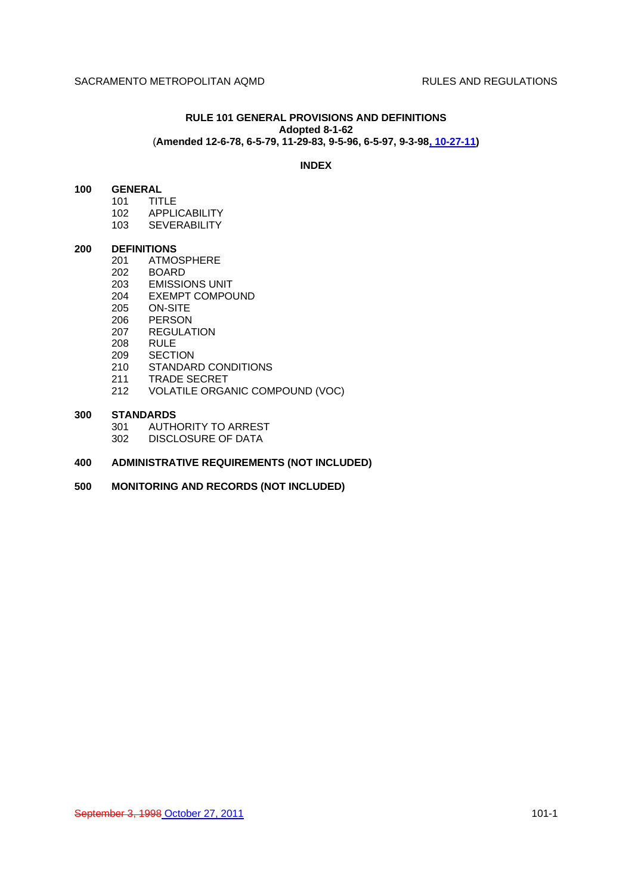# RULE 101 GENERAL PROVISIONS AND DEFINITIONS

**Adopted 8-1-62**

(**Amended 12-6-78, 6-5-79, 11-29-83, 9-5-96, 6-5-97, 9-3-98, 10-27-11**)

## INDEX

**100 GENERAL**

- 101 TITLE
- 102 APPLICABILITY
- 103 SEVERABILITY

**200 DEFINITIONS**

- 201 ATMOSPHERE
- 202 BOARD
- 203 EMISSIONS UNIT
- 204 EXEMPT COMPOUND
- 205 ON-SITE
- 206 PERSON
- 207 REGULATION
- 208 RULE
- 209 SECTION
- 210 STANDARD CONDITIONS
- 211 TRADE SECRET
- 212 VOLATILE ORGANIC COMPOUND (VOC)

**300 STANDARDS**

- 301 AUTHORITY TO ARREST
- 302 DISCLOSURE OF DATA

**400 ADMINISTRATIVE REQUIREMENTS (NOT INCLUDED)**

**500 MONITORING AND RECORDS (NOT INCLUDED)**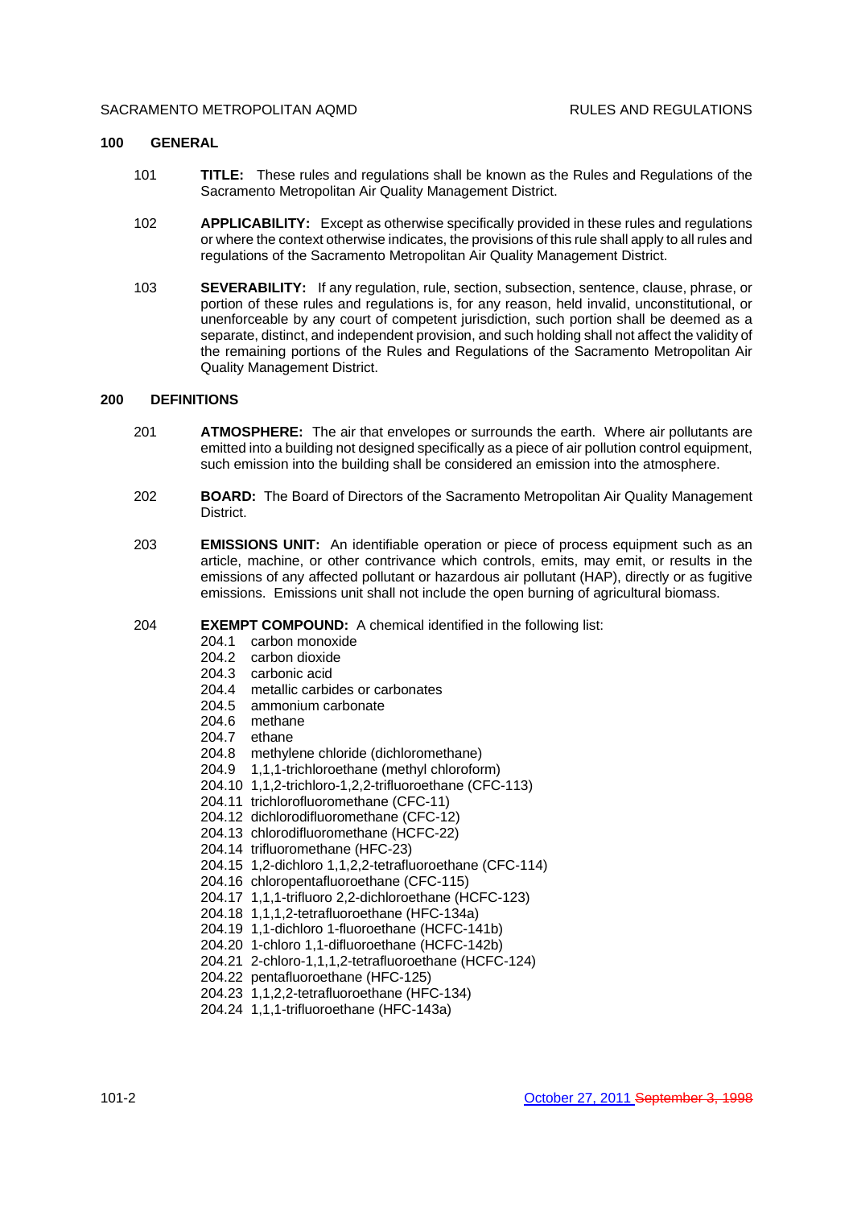## 100 GENERAL

101 **TITLE:** These rules and regulations shall be known as the Rules and Regulations of the Sacramento Metropolitan Air Quality Management District.

102 **APPLICABILITY:** Except as otherwise specifically provided in these rules and regulations or where the context otherwise indicates, the provisions of this rule shall apply to all rules and regulations of the Sacramento Metropolitan Air Quality Management District.

103 **SEVERABILITY:** If any regulation, rule, section, subsection, sentence, clause, phrase, or portion of these rules and regulations is, for any reason, held invalid, unconstitutional, or unenforceable by any court of competent jurisdiction, such portion shall be deemed as a separate, distinct, and independent provision, and such holding shall not affect the validity of the remaining portions of the Rules and Regulations of the Sacramento Metropolitan Air Quality Management District.

## 200 DEFINITIONS

201 **ATMOSPHERE:** The air that envelopes or surrounds the earth. Where air pollutants are emitted into a building not designed specifically as a piece of air pollution control equipment, such emission into the building shall be considered an emission into the atmosphere.

202 **BOARD:** The Board of Directors of the Sacramento Metropolitan Air Quality Management District.

203 **EMISSIONS UNIT:** An identifiable operation or piece of process equipment such as an article, machine, or other contrivance which controls, emits, may emit, or results in the emissions of any affected pollutant or hazardous air pollutant (HAP), directly or as fugitive emissions. Emissions unit shall not include the open burning of agricultural biomass.

204 **EXEMPT COMPOUND:** A chemical identified in the following list:

204.1 carbon monoxide
204.2 carbon dioxide
204.3 carbonic acid
204.4 metallic carbides or carbonates
204.5 ammonium carbonate
204.6 methane
204.7 ethane
204.8 methylene chloride (dichloromethane)
204.9 1,1,1-trichloroethane (methyl chloroform)
204.10 1,1,2-trichloro-1,2,2-trifluoroethane (CFC-113)
204.11 trichlorofluoromethane (CFC-11)
204.12 dichlorodifluoromethane (CFC-12)
204.13 chlorodifluoromethane (HCFC-22)
204.14 trifluoromethane (HFC-23)
204.15 1,2-dichloro 1,1,2,2-tetrafluoroethane (CFC-114)
204.16 chloropentafluoroethane (CFC-115)
204.17 1,1,1-trifluoro 2,2-dichloroethane (HCFC-123)
204.18 1,1,1,2-tetrafluoroethane (HFC-134a)
204.19 1,1-dichloro 1-fluoroethane (HCFC-141b)
204.20 1-chloro 1,1-difluoroethane (HCFC-142b)
204.21 2-chloro-1,1,1,2-tetrafluoroethane (HCFC-124)
204.22 pentafluoroethane (HFC-125)
204.23 1,1,2,2-tetrafluoroethane (HFC-134)
204.24 1,1,1-trifluoroethane (HFC-143a)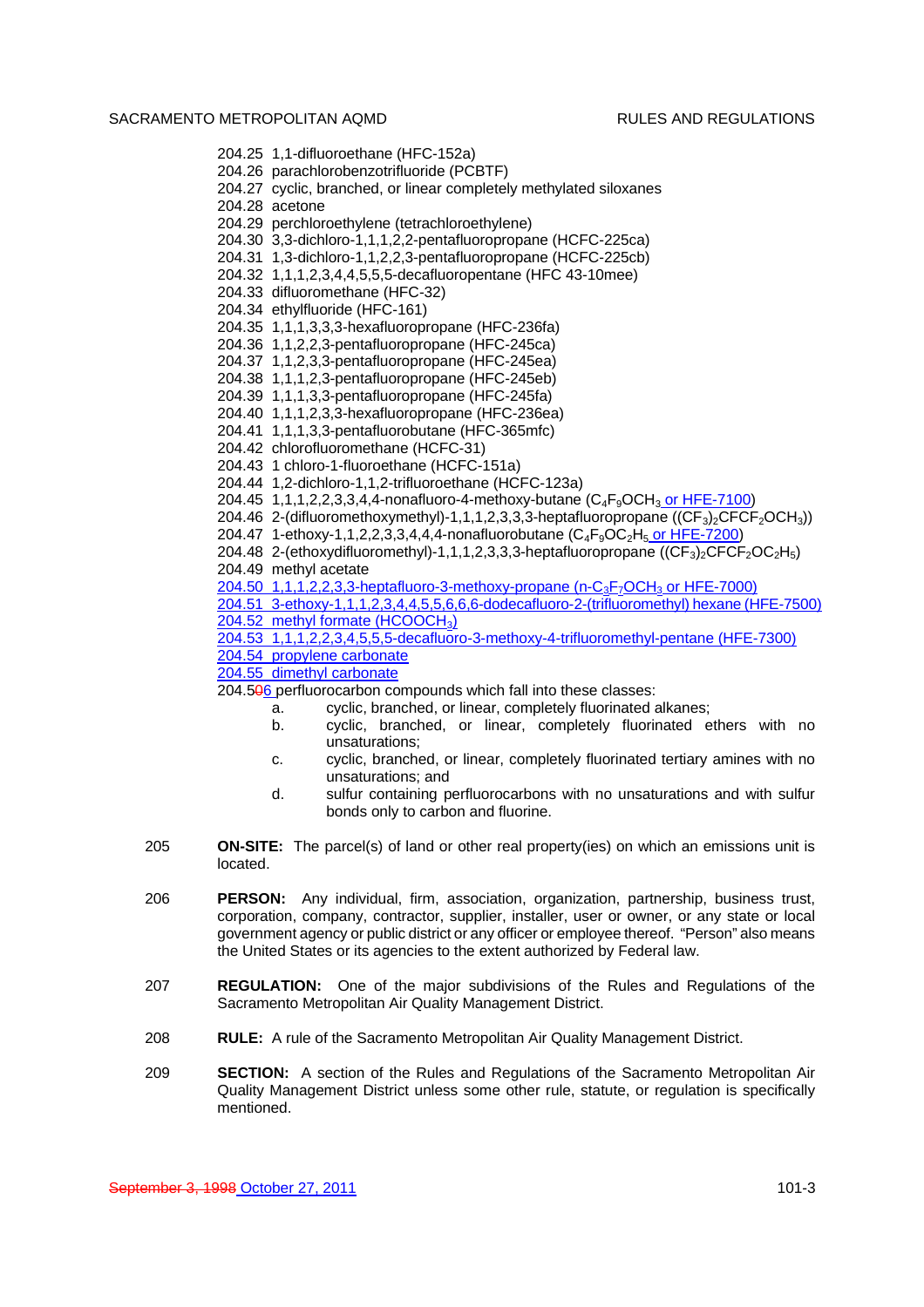204.25 1,1-difluoroethane (HFC-152a)
204.26 parachlorobenzotrifluoride (PCBTF)
204.27 cyclic, branched, or linear completely methylated siloxanes
204.28 acetone
204.29 perchloroethylene (tetrachloroethylene)
204.30 3,3-dichloro-1,1,1,2,2-pentafluoropropane (HCFC-225ca)
204.31 1,3-dichloro-1,1,2,2,3-pentafluoropropane (HCFC-225cb)
204.32 1,1,1,2,3,4,4,5,5,5-decafluoropentane (HFC 43-10mee)
204.33 difluoromethane (HFC-32)
204.34 ethylfluoride (HFC-161)
204.35 1,1,1,3,3,3-hexafluoropropane (HFC-236fa)
204.36 1,1,2,2,3-pentafluoropropane (HFC-245ca)
204.37 1,1,2,3,3-pentafluoropropane (HFC-245ea)
204.38 1,1,1,2,3-pentafluoropropane (HFC-245eb)
204.39 1,1,1,3,3-pentafluoropropane (HFC-245fa)
204.40 1,1,1,2,3,3-hexafluoropropane (HFC-236ea)
204.41 1,1,1,3,3-pentafluorobutane (HFC-365mfc)
204.42 chlorofluoromethane (HCFC-31)
204.43 1 chloro-1-fluoroethane (HCFC-151a)
204.44 1,2-dichloro-1,1,2-trifluoroethane (HCFC-123a)
204.45 1,1,1,2,2,3,3,4,4-nonafluoro-4-methoxy-butane ($C_4F_9OCH_3$ or HFE-7100)
204.46 2-(difluoromethoxymethyl)-1,1,1,2,3,3,3-heptafluoropropane ($(CF_3)_2CFCF_2OCH_3$))
204.47 1-ethoxy-1,1,2,2,3,3,4,4,4-nonafluorobutane ($C_4F_9OC_2H_5$ or HFE-7200)
204.48 2-(ethoxydifluoromethyl)-1,1,1,2,3,3,3-heptafluoropropane ($(CF_3)_2CFCF_2OC_2H_5$)
204.49 methyl acetate
204.50 1,1,1,2,2,3,3-heptafluoro-3-methoxy-propane (n-$C_3F_7OCH_3$ or HFE-7000)
204.51 3-ethoxy-1,1,1,2,3,4,4,5,5,6,6,6-dodecafluoro-2-(trifluoromethyl) hexane (HFE-7500)
204.52 methyl formate ($HCOOCH_3$)
204.53 1,1,1,2,2,3,4,5,5,5-decafluoro-3-methoxy-4-trifluoromethyl-pentane (HFE-7300)
204.54 propylene carbonate
204.55 dimethyl carbonate
204.5~~0~~6 perfluorocarbon compounds which fall into these classes:

a. cyclic, branched, or linear, completely fluorinated alkanes;
b. cyclic, branched, or linear, completely fluorinated ethers with no unsaturations;
c. cyclic, branched, or linear, completely fluorinated tertiary amines with no unsaturations; and
d. sulfur containing perfluorocarbons with no unsaturations and with sulfur bonds only to carbon and fluorine.

205 **ON-SITE:** The parcel(s) of land or other real property(ies) on which an emissions unit is located.

206 **PERSON:** Any individual, firm, association, organization, partnership, business trust, corporation, company, contractor, supplier, installer, user or owner, or any state or local government agency or public district or any officer or employee thereof. "Person" also means the United States or its agencies to the extent authorized by Federal law.

207 **REGULATION:** One of the major subdivisions of the Rules and Regulations of the Sacramento Metropolitan Air Quality Management District.

208 **RULE:** A rule of the Sacramento Metropolitan Air Quality Management District.

209 **SECTION:** A section of the Rules and Regulations of the Sacramento Metropolitan Air Quality Management District unless some other rule, statute, or regulation is specifically mentioned.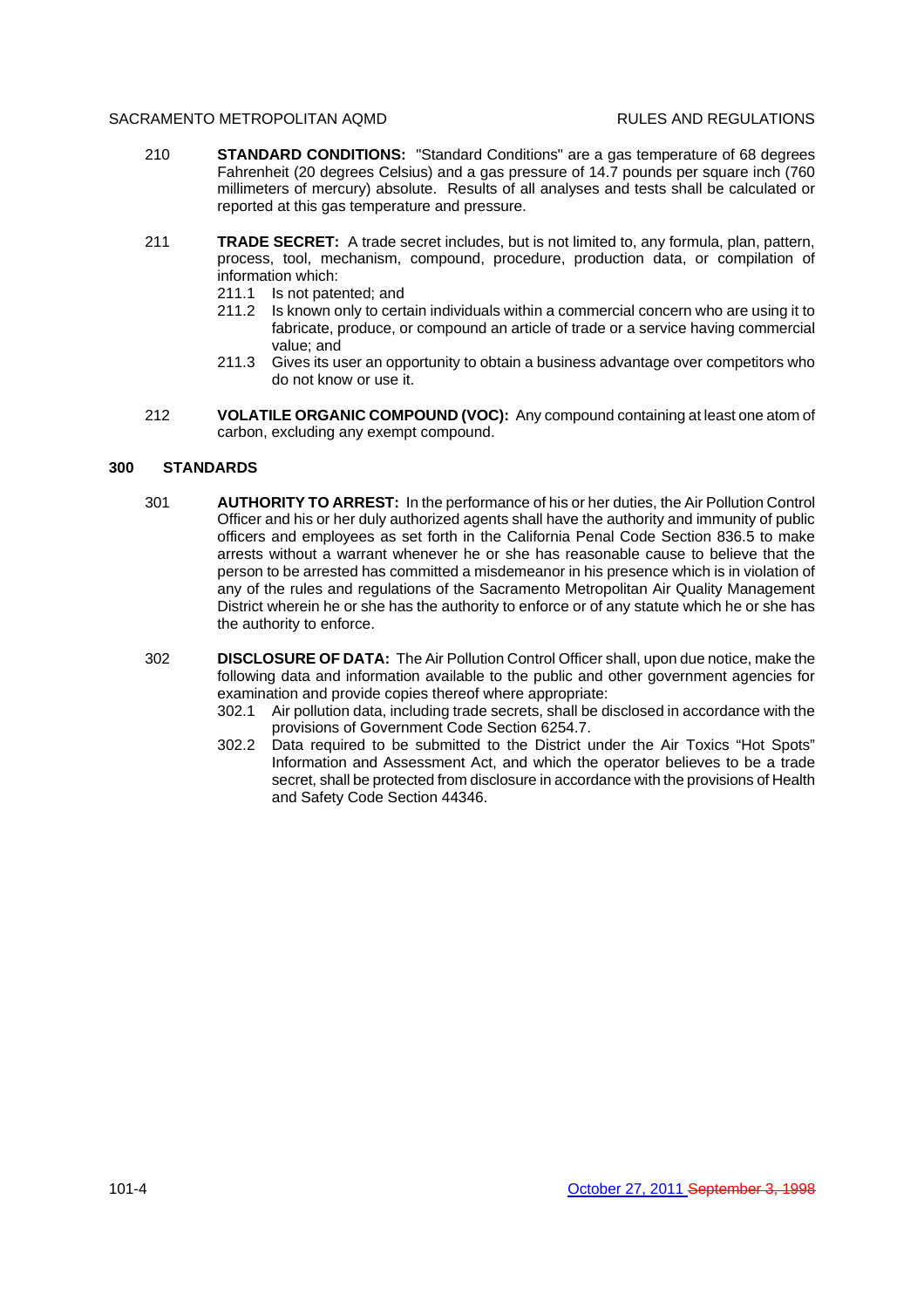210 **STANDARD CONDITIONS:** "Standard Conditions" are a gas temperature of 68 degrees Fahrenheit (20 degrees Celsius) and a gas pressure of 14.7 pounds per square inch (760 millimeters of mercury) absolute. Results of all analyses and tests shall be calculated or reported at this gas temperature and pressure.

211 **TRADE SECRET:** A trade secret includes, but is not limited to, any formula, plan, pattern, process, tool, mechanism, compound, procedure, production data, or compilation of information which:

211.1 Is not patented; and

211.2 Is known only to certain individuals within a commercial concern who are using it to fabricate, produce, or compound an article of trade or a service having commercial value; and

211.3 Gives its user an opportunity to obtain a business advantage over competitors who do not know or use it.

212 **VOLATILE ORGANIC COMPOUND (VOC):** Any compound containing at least one atom of carbon, excluding any exempt compound.

## 300 STANDARDS

301 **AUTHORITY TO ARREST:** In the performance of his or her duties, the Air Pollution Control Officer and his or her duly authorized agents shall have the authority and immunity of public officers and employees as set forth in the California Penal Code Section 836.5 to make arrests without a warrant whenever he or she has reasonable cause to believe that the person to be arrested has committed a misdemeanor in his presence which is in violation of any of the rules and regulations of the Sacramento Metropolitan Air Quality Management District wherein he or she has the authority to enforce or of any statute which he or she has the authority to enforce.

302 **DISCLOSURE OF DATA:** The Air Pollution Control Officer shall, upon due notice, make the following data and information available to the public and other government agencies for examination and provide copies thereof where appropriate:

302.1 Air pollution data, including trade secrets, shall be disclosed in accordance with the provisions of Government Code Section 6254.7.

302.2 Data required to be submitted to the District under the Air Toxics "Hot Spots" Information and Assessment Act, and which the operator believes to be a trade secret, shall be protected from disclosure in accordance with the provisions of Health and Safety Code Section 44346.